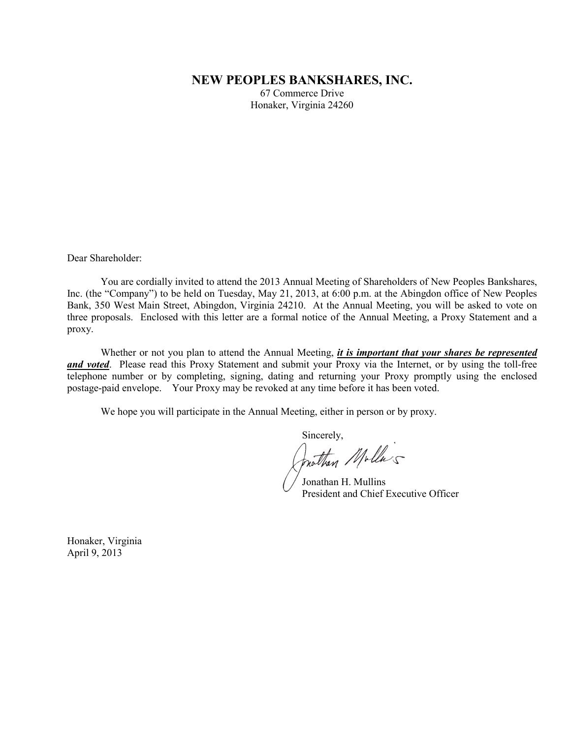# NEW PEOPLES BANKSHARES, INC.

67 Commerce Drive
Honaker, Virginia 24260

Dear Shareholder:

You are cordially invited to attend the 2013 Annual Meeting of Shareholders of New Peoples Bankshares, Inc. (the "Company") to be held on Tuesday, May 21, 2013, at 6:00 p.m. at the Abingdon office of New Peoples Bank, 350 West Main Street, Abingdon, Virginia 24210. At the Annual Meeting, you will be asked to vote on three proposals. Enclosed with this letter are a formal notice of the Annual Meeting, a Proxy Statement and a proxy.

Whether or not you plan to attend the Annual Meeting, ***it is important that your shares be represented and voted***. Please read this Proxy Statement and submit your Proxy via the Internet, or by using the toll-free telephone number or by completing, signing, dating and returning your Proxy promptly using the enclosed postage-paid envelope. Your Proxy may be revoked at any time before it has been voted.

We hope you will participate in the Annual Meeting, either in person or by proxy.

Sincerely,

Jonathan H. Mullins
President and Chief Executive Officer

Honaker, Virginia
April 9, 2013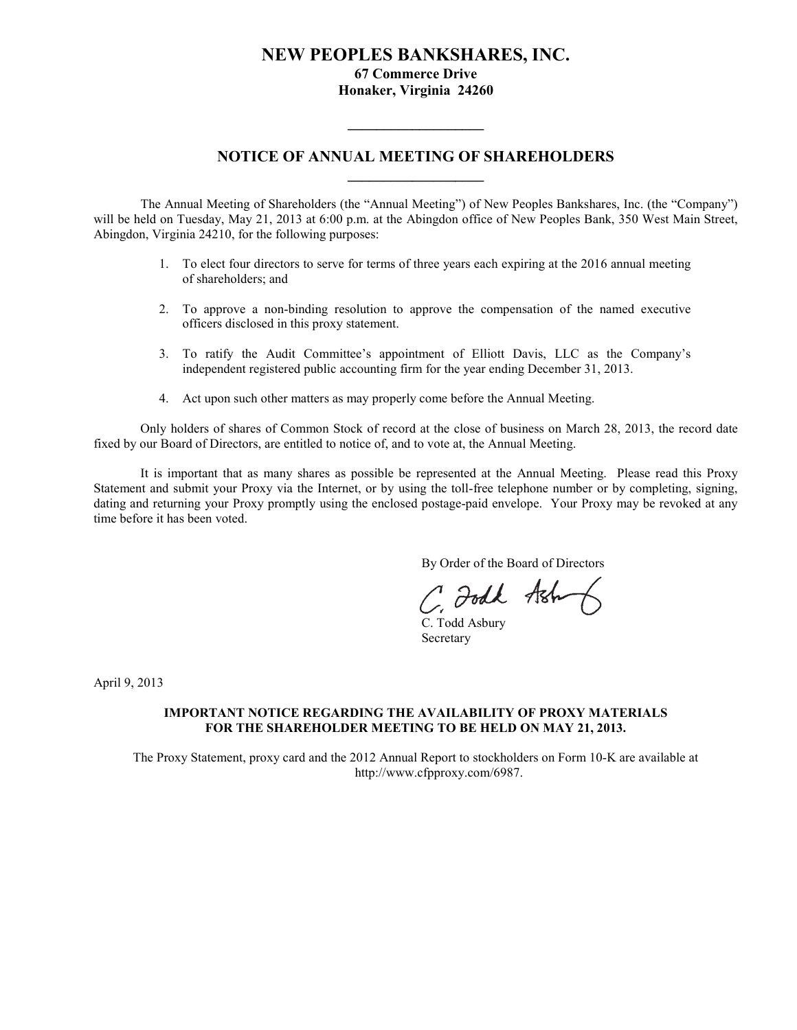# NEW PEOPLES BANKSHARES, INC.

**67 Commerce Drive**
**Honaker, Virginia 24260**

---

## NOTICE OF ANNUAL MEETING OF SHAREHOLDERS

---

The Annual Meeting of Shareholders (the "Annual Meeting") of New Peoples Bankshares, Inc. (the "Company") will be held on Tuesday, May 21, 2013 at 6:00 p.m. at the Abingdon office of New Peoples Bank, 350 West Main Street, Abingdon, Virginia 24210, for the following purposes:

1. To elect four directors to serve for terms of three years each expiring at the 2016 annual meeting of shareholders; and

2. To approve a non-binding resolution to approve the compensation of the named executive officers disclosed in this proxy statement.

3. To ratify the Audit Committee's appointment of Elliott Davis, LLC as the Company's independent registered public accounting firm for the year ending December 31, 2013.

4. Act upon such other matters as may properly come before the Annual Meeting.

Only holders of shares of Common Stock of record at the close of business on March 28, 2013, the record date fixed by our Board of Directors, are entitled to notice of, and to vote at, the Annual Meeting.

It is important that as many shares as possible be represented at the Annual Meeting. Please read this Proxy Statement and submit your Proxy via the Internet, or by using the toll-free telephone number or by completing, signing, dating and returning your Proxy promptly using the enclosed postage-paid envelope. Your Proxy may be revoked at any time before it has been voted.

By Order of the Board of Directors

C. Todd Asbury
Secretary

April 9, 2013

**IMPORTANT NOTICE REGARDING THE AVAILABILITY OF PROXY MATERIALS FOR THE SHAREHOLDER MEETING TO BE HELD ON MAY 21, 2013.**

The Proxy Statement, proxy card and the 2012 Annual Report to stockholders on Form 10-K are available at http://www.cfpproxy.com/6987.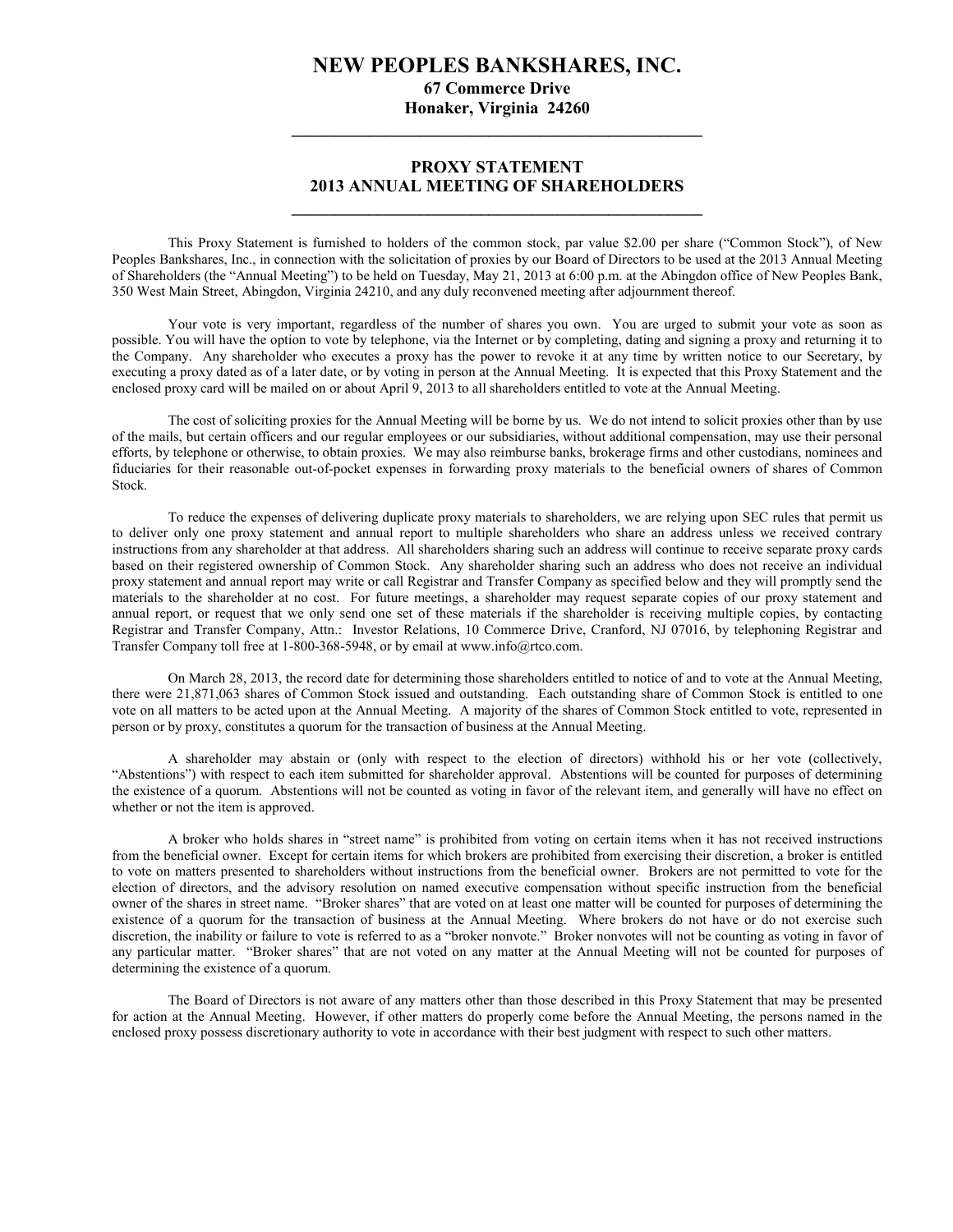# NEW PEOPLES BANKSHARES, INC.

**67 Commerce Drive**
**Honaker, Virginia 24260**

---

## PROXY STATEMENT
## 2013 ANNUAL MEETING OF SHAREHOLDERS

---

This Proxy Statement is furnished to holders of the common stock, par value $2.00 per share ("Common Stock"), of New Peoples Bankshares, Inc., in connection with the solicitation of proxies by our Board of Directors to be used at the 2013 Annual Meeting of Shareholders (the "Annual Meeting") to be held on Tuesday, May 21, 2013 at 6:00 p.m. at the Abingdon office of New Peoples Bank, 350 West Main Street, Abingdon, Virginia 24210, and any duly reconvened meeting after adjournment thereof.

Your vote is very important, regardless of the number of shares you own. You are urged to submit your vote as soon as possible. You will have the option to vote by telephone, via the Internet or by completing, dating and signing a proxy and returning it to the Company. Any shareholder who executes a proxy has the power to revoke it at any time by written notice to our Secretary, by executing a proxy dated as of a later date, or by voting in person at the Annual Meeting. It is expected that this Proxy Statement and the enclosed proxy card will be mailed on or about April 9, 2013 to all shareholders entitled to vote at the Annual Meeting.

The cost of soliciting proxies for the Annual Meeting will be borne by us. We do not intend to solicit proxies other than by use of the mails, but certain officers and our regular employees or our subsidiaries, without additional compensation, may use their personal efforts, by telephone or otherwise, to obtain proxies. We may also reimburse banks, brokerage firms and other custodians, nominees and fiduciaries for their reasonable out-of-pocket expenses in forwarding proxy materials to the beneficial owners of shares of Common Stock.

To reduce the expenses of delivering duplicate proxy materials to shareholders, we are relying upon SEC rules that permit us to deliver only one proxy statement and annual report to multiple shareholders who share an address unless we received contrary instructions from any shareholder at that address. All shareholders sharing such an address will continue to receive separate proxy cards based on their registered ownership of Common Stock. Any shareholder sharing such an address who does not receive an individual proxy statement and annual report may write or call Registrar and Transfer Company as specified below and they will promptly send the materials to the shareholder at no cost. For future meetings, a shareholder may request separate copies of our proxy statement and annual report, or request that we only send one set of these materials if the shareholder is receiving multiple copies, by contacting Registrar and Transfer Company, Attn.: Investor Relations, 10 Commerce Drive, Cranford, NJ 07016, by telephoning Registrar and Transfer Company toll free at 1-800-368-5948, or by email at www.info@rtco.com.

On March 28, 2013, the record date for determining those shareholders entitled to notice of and to vote at the Annual Meeting, there were 21,871,063 shares of Common Stock issued and outstanding. Each outstanding share of Common Stock is entitled to one vote on all matters to be acted upon at the Annual Meeting. A majority of the shares of Common Stock entitled to vote, represented in person or by proxy, constitutes a quorum for the transaction of business at the Annual Meeting.

A shareholder may abstain or (only with respect to the election of directors) withhold his or her vote (collectively, "Abstentions") with respect to each item submitted for shareholder approval. Abstentions will be counted for purposes of determining the existence of a quorum. Abstentions will not be counted as voting in favor of the relevant item, and generally will have no effect on whether or not the item is approved.

A broker who holds shares in "street name" is prohibited from voting on certain items when it has not received instructions from the beneficial owner. Except for certain items for which brokers are prohibited from exercising their discretion, a broker is entitled to vote on matters presented to shareholders without instructions from the beneficial owner. Brokers are not permitted to vote for the election of directors, and the advisory resolution on named executive compensation without specific instruction from the beneficial owner of the shares in street name. "Broker shares" that are voted on at least one matter will be counted for purposes of determining the existence of a quorum for the transaction of business at the Annual Meeting. Where brokers do not have or do not exercise such discretion, the inability or failure to vote is referred to as a "broker nonvote." Broker nonvotes will not be counting as voting in favor of any particular matter. "Broker shares" that are not voted on any matter at the Annual Meeting will not be counted for purposes of determining the existence of a quorum.

The Board of Directors is not aware of any matters other than those described in this Proxy Statement that may be presented for action at the Annual Meeting. However, if other matters do properly come before the Annual Meeting, the persons named in the enclosed proxy possess discretionary authority to vote in accordance with their best judgment with respect to such other matters.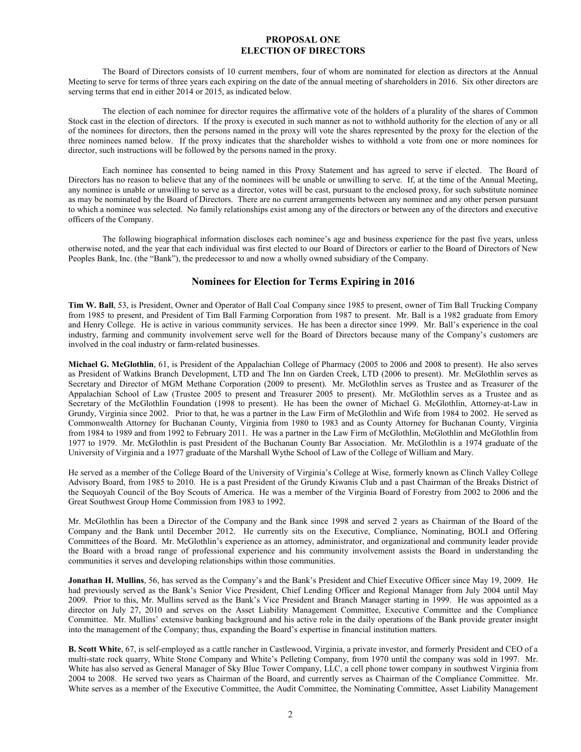# PROPOSAL ONE
# ELECTION OF DIRECTORS

The Board of Directors consists of 10 current members, four of whom are nominated for election as directors at the Annual Meeting to serve for terms of three years each expiring on the date of the annual meeting of shareholders in 2016. Six other directors are serving terms that end in either 2014 or 2015, as indicated below.

The election of each nominee for director requires the affirmative vote of the holders of a plurality of the shares of Common Stock cast in the election of directors. If the proxy is executed in such manner as not to withhold authority for the election of any or all of the nominees for directors, then the persons named in the proxy will vote the shares represented by the proxy for the election of the three nominees named below. If the proxy indicates that the shareholder wishes to withhold a vote from one or more nominees for director, such instructions will be followed by the persons named in the proxy.

Each nominee has consented to being named in this Proxy Statement and has agreed to serve if elected. The Board of Directors has no reason to believe that any of the nominees will be unable or unwilling to serve. If, at the time of the Annual Meeting, any nominee is unable or unwilling to serve as a director, votes will be cast, pursuant to the enclosed proxy, for such substitute nominee as may be nominated by the Board of Directors. There are no current arrangements between any nominee and any other person pursuant to which a nominee was selected. No family relationships exist among any of the directors or between any of the directors and executive officers of the Company.

The following biographical information discloses each nominee's age and business experience for the past five years, unless otherwise noted, and the year that each individual was first elected to our Board of Directors or earlier to the Board of Directors of New Peoples Bank, Inc. (the "Bank"), the predecessor to and now a wholly owned subsidiary of the Company.

## Nominees for Election for Terms Expiring in 2016

**Tim W. Ball**, 53, is President, Owner and Operator of Ball Coal Company since 1985 to present, owner of Tim Ball Trucking Company from 1985 to present, and President of Tim Ball Farming Corporation from 1987 to present. Mr. Ball is a 1982 graduate from Emory and Henry College. He is active in various community services. He has been a director since 1999. Mr. Ball's experience in the coal industry, farming and community involvement serve well for the Board of Directors because many of the Company's customers are involved in the coal industry or farm-related businesses.

**Michael G. McGlothlin**, 61, is President of the Appalachian College of Pharmacy (2005 to 2006 and 2008 to present). He also serves as President of Watkins Branch Development, LTD and The Inn on Garden Creek, LTD (2006 to present). Mr. McGlothlin serves as Secretary and Director of MGM Methane Corporation (2009 to present). Mr. McGlothlin serves as Trustee and as Treasurer of the Appalachian School of Law (Trustee 2005 to present and Treasurer 2005 to present). Mr. McGlothlin serves as a Trustee and as Secretary of the McGlothlin Foundation (1998 to present). He has been the owner of Michael G. McGlothlin, Attorney-at-Law in Grundy, Virginia since 2002. Prior to that, he was a partner in the Law Firm of McGlothlin and Wife from 1984 to 2002. He served as Commonwealth Attorney for Buchanan County, Virginia from 1980 to 1983 and as County Attorney for Buchanan County, Virginia from 1984 to 1989 and from 1992 to February 2011. He was a partner in the Law Firm of McGlothlin, McGlothlin and McGlothlin from 1977 to 1979. Mr. McGlothlin is past President of the Buchanan County Bar Association. Mr. McGlothlin is a 1974 graduate of the University of Virginia and a 1977 graduate of the Marshall Wythe School of Law of the College of William and Mary.

He served as a member of the College Board of the University of Virginia's College at Wise, formerly known as Clinch Valley College Advisory Board, from 1985 to 2010. He is a past President of the Grundy Kiwanis Club and a past Chairman of the Breaks District of the Sequoyah Council of the Boy Scouts of America. He was a member of the Virginia Board of Forestry from 2002 to 2006 and the Great Southwest Group Home Commission from 1983 to 1992.

Mr. McGlothlin has been a Director of the Company and the Bank since 1998 and served 2 years as Chairman of the Board of the Company and the Bank until December 2012. He currently sits on the Executive, Compliance, Nominating, BOLI and Offering Committees of the Board. Mr. McGlothlin's experience as an attorney, administrator, and organizational and community leader provide the Board with a broad range of professional experience and his community involvement assists the Board in understanding the communities it serves and developing relationships within those communities.

**Jonathan H. Mullins**, 56, has served as the Company's and the Bank's President and Chief Executive Officer since May 19, 2009. He had previously served as the Bank's Senior Vice President, Chief Lending Officer and Regional Manager from July 2004 until May 2009. Prior to this, Mr. Mullins served as the Bank's Vice President and Branch Manager starting in 1999. He was appointed as a director on July 27, 2010 and serves on the Asset Liability Management Committee, Executive Committee and the Compliance Committee. Mr. Mullins' extensive banking background and his active role in the daily operations of the Bank provide greater insight into the management of the Company; thus, expanding the Board's expertise in financial institution matters.

**B. Scott White**, 67, is self-employed as a cattle rancher in Castlewood, Virginia, a private investor, and formerly President and CEO of a multi-state rock quarry, White Stone Company and White's Pelleting Company, from 1970 until the company was sold in 1997. Mr. White has also served as General Manager of Sky Blue Tower Company, LLC, a cell phone tower company in southwest Virginia from 2004 to 2008. He served two years as Chairman of the Board, and currently serves as Chairman of the Compliance Committee. Mr. White serves as a member of the Executive Committee, the Audit Committee, the Nominating Committee, Asset Liability Management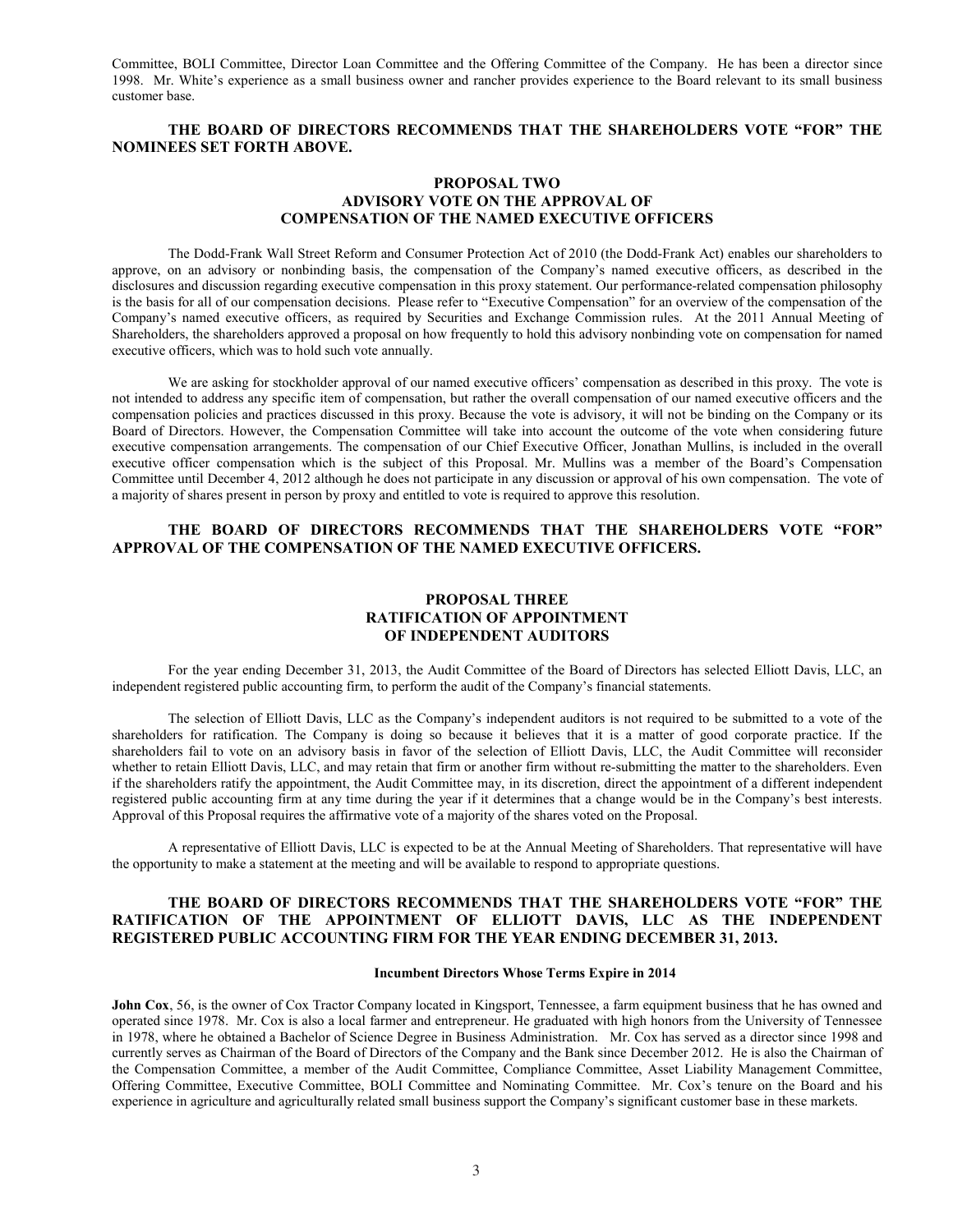Committee, BOLI Committee, Director Loan Committee and the Offering Committee of the Company. He has been a director since 1998. Mr. White's experience as a small business owner and rancher provides experience to the Board relevant to its small business customer base.

**THE BOARD OF DIRECTORS RECOMMENDS THAT THE SHAREHOLDERS VOTE "FOR" THE NOMINEES SET FORTH ABOVE.**

## PROPOSAL TWO
## ADVISORY VOTE ON THE APPROVAL OF COMPENSATION OF THE NAMED EXECUTIVE OFFICERS

The Dodd-Frank Wall Street Reform and Consumer Protection Act of 2010 (the Dodd-Frank Act) enables our shareholders to approve, on an advisory or nonbinding basis, the compensation of the Company's named executive officers, as described in the disclosures and discussion regarding executive compensation in this proxy statement. Our performance-related compensation philosophy is the basis for all of our compensation decisions. Please refer to "Executive Compensation" for an overview of the compensation of the Company's named executive officers, as required by Securities and Exchange Commission rules. At the 2011 Annual Meeting of Shareholders, the shareholders approved a proposal on how frequently to hold this advisory nonbinding vote on compensation for named executive officers, which was to hold such vote annually.

We are asking for stockholder approval of our named executive officers' compensation as described in this proxy. The vote is not intended to address any specific item of compensation, but rather the overall compensation of our named executive officers and the compensation policies and practices discussed in this proxy. Because the vote is advisory, it will not be binding on the Company or its Board of Directors. However, the Compensation Committee will take into account the outcome of the vote when considering future executive compensation arrangements. The compensation of our Chief Executive Officer, Jonathan Mullins, is included in the overall executive officer compensation which is the subject of this Proposal. Mr. Mullins was a member of the Board's Compensation Committee until December 4, 2012 although he does not participate in any discussion or approval of his own compensation. The vote of a majority of shares present in person by proxy and entitled to vote is required to approve this resolution.

**THE BOARD OF DIRECTORS RECOMMENDS THAT THE SHAREHOLDERS VOTE "FOR" APPROVAL OF THE COMPENSATION OF THE NAMED EXECUTIVE OFFICERS.**

## PROPOSAL THREE
## RATIFICATION OF APPOINTMENT OF INDEPENDENT AUDITORS

For the year ending December 31, 2013, the Audit Committee of the Board of Directors has selected Elliott Davis, LLC, an independent registered public accounting firm, to perform the audit of the Company's financial statements.

The selection of Elliott Davis, LLC as the Company's independent auditors is not required to be submitted to a vote of the shareholders for ratification. The Company is doing so because it believes that it is a matter of good corporate practice. If the shareholders fail to vote on an advisory basis in favor of the selection of Elliott Davis, LLC, the Audit Committee will reconsider whether to retain Elliott Davis, LLC, and may retain that firm or another firm without re-submitting the matter to the shareholders. Even if the shareholders ratify the appointment, the Audit Committee may, in its discretion, direct the appointment of a different independent registered public accounting firm at any time during the year if it determines that a change would be in the Company's best interests. Approval of this Proposal requires the affirmative vote of a majority of the shares voted on the Proposal.

A representative of Elliott Davis, LLC is expected to be at the Annual Meeting of Shareholders. That representative will have the opportunity to make a statement at the meeting and will be available to respond to appropriate questions.

**THE BOARD OF DIRECTORS RECOMMENDS THAT THE SHAREHOLDERS VOTE "FOR" THE RATIFICATION OF THE APPOINTMENT OF ELLIOTT DAVIS, LLC AS THE INDEPENDENT REGISTERED PUBLIC ACCOUNTING FIRM FOR THE YEAR ENDING DECEMBER 31, 2013.**

### Incumbent Directors Whose Terms Expire in 2014

**John Cox**, 56, is the owner of Cox Tractor Company located in Kingsport, Tennessee, a farm equipment business that he has owned and operated since 1978. Mr. Cox is also a local farmer and entrepreneur. He graduated with high honors from the University of Tennessee in 1978, where he obtained a Bachelor of Science Degree in Business Administration. Mr. Cox has served as a director since 1998 and currently serves as Chairman of the Board of Directors of the Company and the Bank since December 2012. He is also the Chairman of the Compensation Committee, a member of the Audit Committee, Compliance Committee, Asset Liability Management Committee, Offering Committee, Executive Committee, BOLI Committee and Nominating Committee. Mr. Cox's tenure on the Board and his experience in agriculture and agriculturally related small business support the Company's significant customer base in these markets.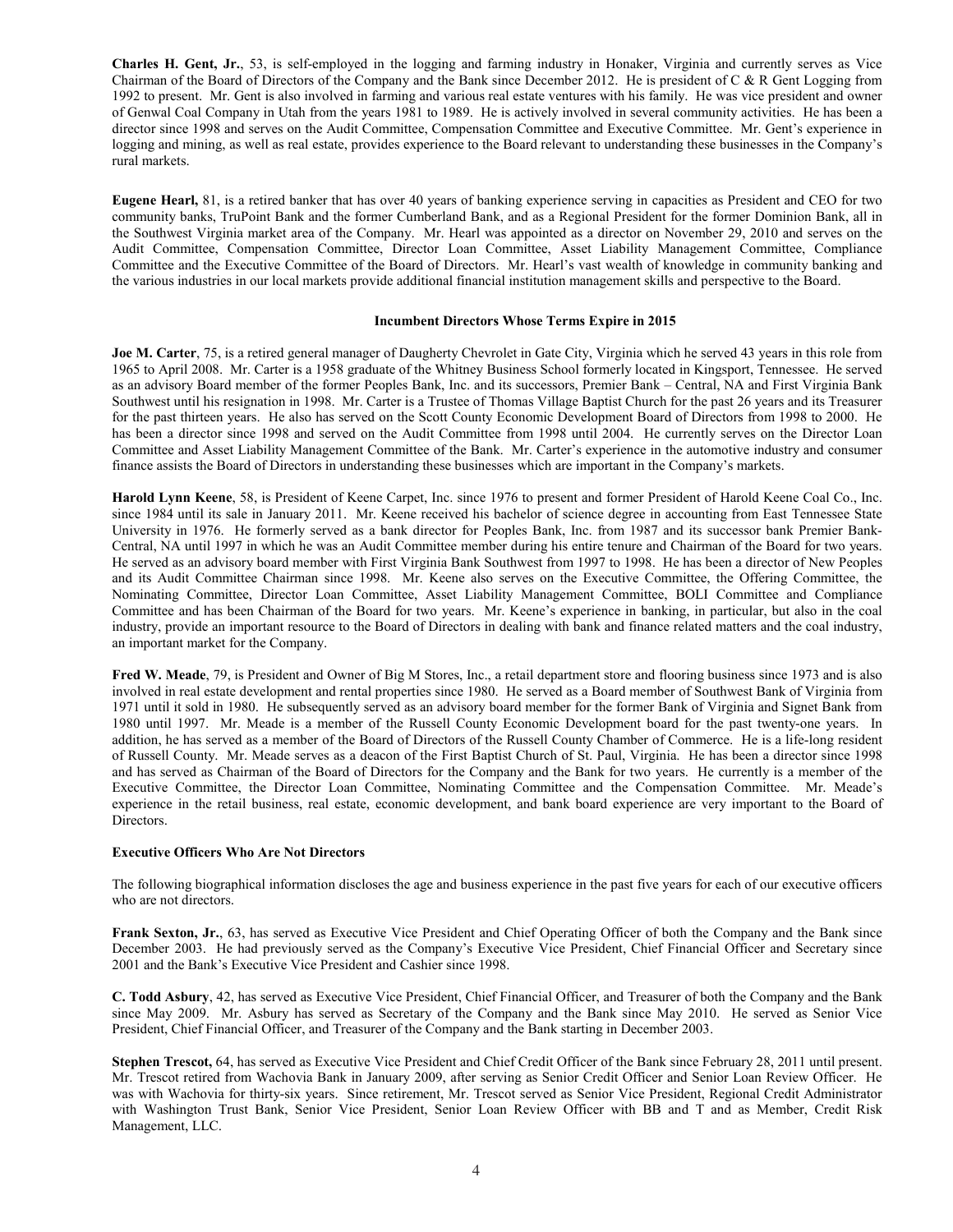**Charles H. Gent, Jr.**, 53, is self-employed in the logging and farming industry in Honaker, Virginia and currently serves as Vice Chairman of the Board of Directors of the Company and the Bank since December 2012. He is president of C & R Gent Logging from 1992 to present. Mr. Gent is also involved in farming and various real estate ventures with his family. He was vice president and owner of Genwal Coal Company in Utah from the years 1981 to 1989. He is actively involved in several community activities. He has been a director since 1998 and serves on the Audit Committee, Compensation Committee and Executive Committee. Mr. Gent's experience in logging and mining, as well as real estate, provides experience to the Board relevant to understanding these businesses in the Company's rural markets.

**Eugene Hearl,** 81, is a retired banker that has over 40 years of banking experience serving in capacities as President and CEO for two community banks, TruPoint Bank and the former Cumberland Bank, and as a Regional President for the former Dominion Bank, all in the Southwest Virginia market area of the Company. Mr. Hearl was appointed as a director on November 29, 2010 and serves on the Audit Committee, Compensation Committee, Director Loan Committee, Asset Liability Management Committee, Compliance Committee and the Executive Committee of the Board of Directors. Mr. Hearl's vast wealth of knowledge in community banking and the various industries in our local markets provide additional financial institution management skills and perspective to the Board.

### Incumbent Directors Whose Terms Expire in 2015

**Joe M. Carter**, 75, is a retired general manager of Daugherty Chevrolet in Gate City, Virginia which he served 43 years in this role from 1965 to April 2008. Mr. Carter is a 1958 graduate of the Whitney Business School formerly located in Kingsport, Tennessee. He served as an advisory Board member of the former Peoples Bank, Inc. and its successors, Premier Bank – Central, NA and First Virginia Bank Southwest until his resignation in 1998. Mr. Carter is a Trustee of Thomas Village Baptist Church for the past 26 years and its Treasurer for the past thirteen years. He also has served on the Scott County Economic Development Board of Directors from 1998 to 2000. He has been a director since 1998 and served on the Audit Committee from 1998 until 2004. He currently serves on the Director Loan Committee and Asset Liability Management Committee of the Bank. Mr. Carter's experience in the automotive industry and consumer finance assists the Board of Directors in understanding these businesses which are important in the Company's markets.

**Harold Lynn Keene**, 58, is President of Keene Carpet, Inc. since 1976 to present and former President of Harold Keene Coal Co., Inc. since 1984 until its sale in January 2011. Mr. Keene received his bachelor of science degree in accounting from East Tennessee State University in 1976. He formerly served as a bank director for Peoples Bank, Inc. from 1987 and its successor bank Premier Bank-Central, NA until 1997 in which he was an Audit Committee member during his entire tenure and Chairman of the Board for two years. He served as an advisory board member with First Virginia Bank Southwest from 1997 to 1998. He has been a director of New Peoples and its Audit Committee Chairman since 1998. Mr. Keene also serves on the Executive Committee, the Offering Committee, the Nominating Committee, Director Loan Committee, Asset Liability Management Committee, BOLI Committee and Compliance Committee and has been Chairman of the Board for two years. Mr. Keene's experience in banking, in particular, but also in the coal industry, provide an important resource to the Board of Directors in dealing with bank and finance related matters and the coal industry, an important market for the Company.

**Fred W. Meade**, 79, is President and Owner of Big M Stores, Inc., a retail department store and flooring business since 1973 and is also involved in real estate development and rental properties since 1980. He served as a Board member of Southwest Bank of Virginia from 1971 until it sold in 1980. He subsequently served as an advisory board member for the former Bank of Virginia and Signet Bank from 1980 until 1997. Mr. Meade is a member of the Russell County Economic Development board for the past twenty-one years. In addition, he has served as a member of the Board of Directors of the Russell County Chamber of Commerce. He is a life-long resident of Russell County. Mr. Meade serves as a deacon of the First Baptist Church of St. Paul, Virginia. He has been a director since 1998 and has served as Chairman of the Board of Directors for the Company and the Bank for two years. He currently is a member of the Executive Committee, the Director Loan Committee, Nominating Committee and the Compensation Committee. Mr. Meade's experience in the retail business, real estate, economic development, and bank board experience are very important to the Board of Directors.

### Executive Officers Who Are Not Directors

The following biographical information discloses the age and business experience in the past five years for each of our executive officers who are not directors.

**Frank Sexton, Jr.**, 63, has served as Executive Vice President and Chief Operating Officer of both the Company and the Bank since December 2003. He had previously served as the Company's Executive Vice President, Chief Financial Officer and Secretary since 2001 and the Bank's Executive Vice President and Cashier since 1998.

**C. Todd Asbury**, 42, has served as Executive Vice President, Chief Financial Officer, and Treasurer of both the Company and the Bank since May 2009. Mr. Asbury has served as Secretary of the Company and the Bank since May 2010. He served as Senior Vice President, Chief Financial Officer, and Treasurer of the Company and the Bank starting in December 2003.

**Stephen Trescot,** 64, has served as Executive Vice President and Chief Credit Officer of the Bank since February 28, 2011 until present. Mr. Trescot retired from Wachovia Bank in January 2009, after serving as Senior Credit Officer and Senior Loan Review Officer. He was with Wachovia for thirty-six years. Since retirement, Mr. Trescot served as Senior Vice President, Regional Credit Administrator with Washington Trust Bank, Senior Vice President, Senior Loan Review Officer with BB and T and as Member, Credit Risk Management, LLC.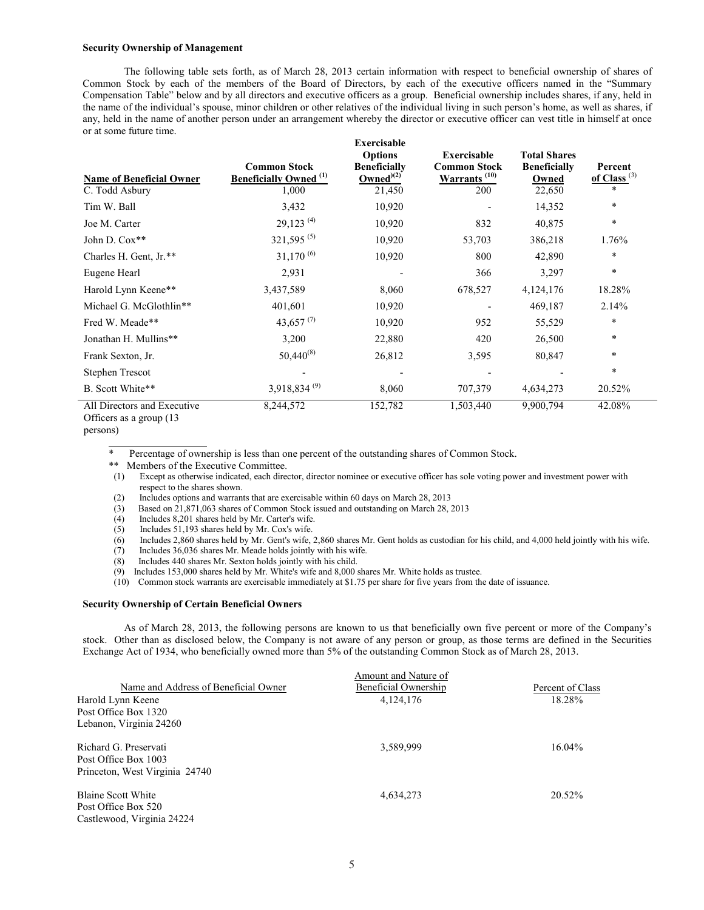**Security Ownership of Management**

The following table sets forth, as of March 28, 2013 certain information with respect to beneficial ownership of shares of Common Stock by each of the members of the Board of Directors, by each of the executive officers named in the "Summary Compensation Table" below and by all directors and executive officers as a group. Beneficial ownership includes shares, if any, held in the name of the individual's spouse, minor children or other relatives of the individual living in such person's home, as well as shares, if any, held in the name of another person under an arrangement whereby the director or executive officer can vest title in himself at once or at some future time.

| Name of Beneficial Owner | Common Stock Beneficially Owned (1) | Exercisable Options Beneficially Owned(2) | Exercisable Common Stock Warrants (10) | Total Shares Beneficially Owned | Percent of Class (3) |
|---|---|---|---|---|---|
| C. Todd Asbury | 1,000 | 21,450 | 200 | 22,650 | * |
| Tim W. Ball | 3,432 | 10,920 | - | 14,352 | * |
| Joe M. Carter | 29,123 (4) | 10,920 | 832 | 40,875 | * |
| John D. Cox** | 321,595 (5) | 10,920 | 53,703 | 386,218 | 1.76% |
| Charles H. Gent, Jr.** | 31,170 (6) | 10,920 | 800 | 42,890 | * |
| Eugene Hearl | 2,931 | - | 366 | 3,297 | * |
| Harold Lynn Keene** | 3,437,589 | 8,060 | 678,527 | 4,124,176 | 18.28% |
| Michael G. McGlothlin** | 401,601 | 10,920 | - | 469,187 | 2.14% |
| Fred W. Meade** | 43,657 (7) | 10,920 | 952 | 55,529 | * |
| Jonathan H. Mullins** | 3,200 | 22,880 | 420 | 26,500 | * |
| Frank Sexton, Jr. | 50,440(8) | 26,812 | 3,595 | 80,847 | * |
| Stephen Trescot | - | - | - | - | * |
| B. Scott White** | 3,918,834 (9) | 8,060 | 707,379 | 4,634,273 | 20.52% |
| All Directors and Executive Officers as a group (13 persons) | 8,244,572 | 152,782 | 1,503,440 | 9,900,794 | 42.08% |

\* Percentage of ownership is less than one percent of the outstanding shares of Common Stock.
** Members of the Executive Committee.
(1) Except as otherwise indicated, each director, director nominee or executive officer has sole voting power and investment power with respect to the shares shown.
(2) Includes options and warrants that are exercisable within 60 days on March 28, 2013
(3) Based on 21,871,063 shares of Common Stock issued and outstanding on March 28, 2013
(4) Includes 8,201 shares held by Mr. Carter's wife.
(5) Includes 51,193 shares held by Mr. Cox's wife.
(6) Includes 2,860 shares held by Mr. Gent's wife, 2,860 shares Mr. Gent holds as custodian for his child, and 4,000 held jointly with his wife.
(7) Includes 36,036 shares Mr. Meade holds jointly with his wife.
(8) Includes 440 shares Mr. Sexton holds jointly with his child.
(9) Includes 153,000 shares held by Mr. White's wife and 8,000 shares Mr. White holds as trustee.
(10) Common stock warrants are exercisable immediately at $1.75 per share for five years from the date of issuance.

**Security Ownership of Certain Beneficial Owners**

As of March 28, 2013, the following persons are known to us that beneficially own five percent or more of the Company's stock. Other than as disclosed below, the Company is not aware of any person or group, as those terms are defined in the Securities Exchange Act of 1934, who beneficially owned more than 5% of the outstanding Common Stock as of March 28, 2013.

| Name and Address of Beneficial Owner | Amount and Nature of Beneficial Ownership | Percent of Class |
|---|---|---|
| Harold Lynn Keene<br>Post Office Box 1320<br>Lebanon, Virginia 24260 | 4,124,176 | 18.28% |
| Richard G. Preservati<br>Post Office Box 1003<br>Princeton, West Virginia 24740 | 3,589,999 | 16.04% |
| Blaine Scott White<br>Post Office Box 520<br>Castlewood, Virginia 24224 | 4,634,273 | 20.52% |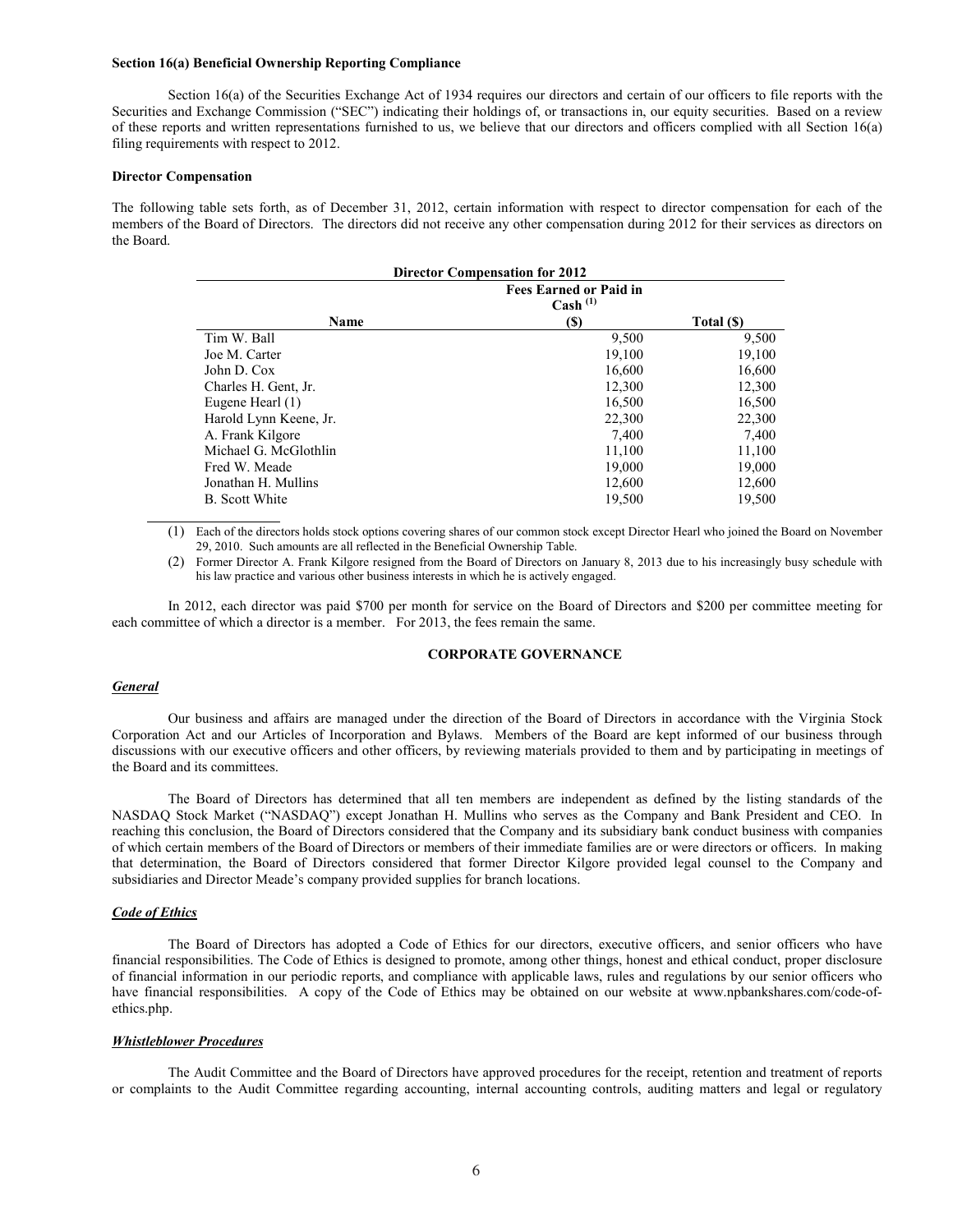**Section 16(a) Beneficial Ownership Reporting Compliance**

Section 16(a) of the Securities Exchange Act of 1934 requires our directors and certain of our officers to file reports with the Securities and Exchange Commission ("SEC") indicating their holdings of, or transactions in, our equity securities. Based on a review of these reports and written representations furnished to us, we believe that our directors and officers complied with all Section 16(a) filing requirements with respect to 2012.

**Director Compensation**

The following table sets forth, as of December 31, 2012, certain information with respect to director compensation for each of the members of the Board of Directors. The directors did not receive any other compensation during 2012 for their services as directors on the Board.

**Director Compensation for 2012**

| Name | Fees Earned or Paid in Cash [(1)] ($) | Total ($) |
|---|---|---|
| Tim W. Ball | 9,500 | 9,500 |
| Joe M. Carter | 19,100 | 19,100 |
| John D. Cox | 16,600 | 16,600 |
| Charles H. Gent, Jr. | 12,300 | 12,300 |
| Eugene Hearl (1) | 16,500 | 16,500 |
| Harold Lynn Keene, Jr. | 22,300 | 22,300 |
| A. Frank Kilgore | 7,400 | 7,400 |
| Michael G. McGlothlin | 11,100 | 11,100 |
| Fred W. Meade | 19,000 | 19,000 |
| Jonathan H. Mullins | 12,600 | 12,600 |
| B. Scott White | 19,500 | 19,500 |

(1) Each of the directors holds stock options covering shares of our common stock except Director Hearl who joined the Board on November 29, 2010. Such amounts are all reflected in the Beneficial Ownership Table.

(2) Former Director A. Frank Kilgore resigned from the Board of Directors on January 8, 2013 due to his increasingly busy schedule with his law practice and various other business interests in which he is actively engaged.

In 2012, each director was paid $700 per month for service on the Board of Directors and $200 per committee meeting for each committee of which a director is a member. For 2013, the fees remain the same.

## CORPORATE GOVERNANCE

***General***

Our business and affairs are managed under the direction of the Board of Directors in accordance with the Virginia Stock Corporation Act and our Articles of Incorporation and Bylaws. Members of the Board are kept informed of our business through discussions with our executive officers and other officers, by reviewing materials provided to them and by participating in meetings of the Board and its committees.

The Board of Directors has determined that all ten members are independent as defined by the listing standards of the NASDAQ Stock Market ("NASDAQ") except Jonathan H. Mullins who serves as the Company and Bank President and CEO. In reaching this conclusion, the Board of Directors considered that the Company and its subsidiary bank conduct business with companies of which certain members of the Board of Directors or members of their immediate families are or were directors or officers. In making that determination, the Board of Directors considered that former Director Kilgore provided legal counsel to the Company and subsidiaries and Director Meade's company provided supplies for branch locations.

***Code of Ethics***

The Board of Directors has adopted a Code of Ethics for our directors, executive officers, and senior officers who have financial responsibilities. The Code of Ethics is designed to promote, among other things, honest and ethical conduct, proper disclosure of financial information in our periodic reports, and compliance with applicable laws, rules and regulations by our senior officers who have financial responsibilities. A copy of the Code of Ethics may be obtained on our website at www.npbankshares.com/code-of-ethics.php.

***Whistleblower Procedures***

The Audit Committee and the Board of Directors have approved procedures for the receipt, retention and treatment of reports or complaints to the Audit Committee regarding accounting, internal accounting controls, auditing matters and legal or regulatory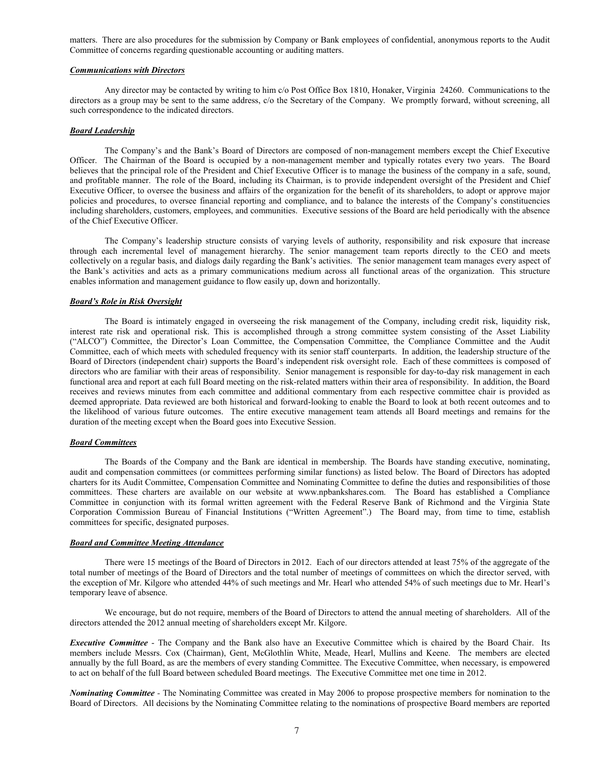matters. There are also procedures for the submission by Company or Bank employees of confidential, anonymous reports to the Audit Committee of concerns regarding questionable accounting or auditing matters.

***Communications with Directors***

Any director may be contacted by writing to him c/o Post Office Box 1810, Honaker, Virginia 24260. Communications to the directors as a group may be sent to the same address, c/o the Secretary of the Company. We promptly forward, without screening, all such correspondence to the indicated directors.

***Board Leadership***

The Company's and the Bank's Board of Directors are composed of non-management members except the Chief Executive Officer. The Chairman of the Board is occupied by a non-management member and typically rotates every two years. The Board believes that the principal role of the President and Chief Executive Officer is to manage the business of the company in a safe, sound, and profitable manner. The role of the Board, including its Chairman, is to provide independent oversight of the President and Chief Executive Officer, to oversee the business and affairs of the organization for the benefit of its shareholders, to adopt or approve major policies and procedures, to oversee financial reporting and compliance, and to balance the interests of the Company's constituencies including shareholders, customers, employees, and communities. Executive sessions of the Board are held periodically with the absence of the Chief Executive Officer.

The Company's leadership structure consists of varying levels of authority, responsibility and risk exposure that increase through each incremental level of management hierarchy. The senior management team reports directly to the CEO and meets collectively on a regular basis, and dialogs daily regarding the Bank's activities. The senior management team manages every aspect of the Bank's activities and acts as a primary communications medium across all functional areas of the organization. This structure enables information and management guidance to flow easily up, down and horizontally.

***Board's Role in Risk Oversight***

The Board is intimately engaged in overseeing the risk management of the Company, including credit risk, liquidity risk, interest rate risk and operational risk. This is accomplished through a strong committee system consisting of the Asset Liability ("ALCO") Committee, the Director's Loan Committee, the Compensation Committee, the Compliance Committee and the Audit Committee, each of which meets with scheduled frequency with its senior staff counterparts. In addition, the leadership structure of the Board of Directors (independent chair) supports the Board's independent risk oversight role. Each of these committees is composed of directors who are familiar with their areas of responsibility. Senior management is responsible for day-to-day risk management in each functional area and report at each full Board meeting on the risk-related matters within their area of responsibility. In addition, the Board receives and reviews minutes from each committee and additional commentary from each respective committee chair is provided as deemed appropriate. Data reviewed are both historical and forward-looking to enable the Board to look at both recent outcomes and to the likelihood of various future outcomes. The entire executive management team attends all Board meetings and remains for the duration of the meeting except when the Board goes into Executive Session.

***Board Committees***

The Boards of the Company and the Bank are identical in membership. The Boards have standing executive, nominating, audit and compensation committees (or committees performing similar functions) as listed below. The Board of Directors has adopted charters for its Audit Committee, Compensation Committee and Nominating Committee to define the duties and responsibilities of those committees. These charters are available on our website at www.npbankshares.com. The Board has established a Compliance Committee in conjunction with its formal written agreement with the Federal Reserve Bank of Richmond and the Virginia State Corporation Commission Bureau of Financial Institutions ("Written Agreement".) The Board may, from time to time, establish committees for specific, designated purposes.

***Board and Committee Meeting Attendance***

There were 15 meetings of the Board of Directors in 2012. Each of our directors attended at least 75% of the aggregate of the total number of meetings of the Board of Directors and the total number of meetings of committees on which the director served, with the exception of Mr. Kilgore who attended 44% of such meetings and Mr. Hearl who attended 54% of such meetings due to Mr. Hearl's temporary leave of absence.

We encourage, but do not require, members of the Board of Directors to attend the annual meeting of shareholders. All of the directors attended the 2012 annual meeting of shareholders except Mr. Kilgore.

***Executive Committee*** - The Company and the Bank also have an Executive Committee which is chaired by the Board Chair. Its members include Messrs. Cox (Chairman), Gent, McGlothlin White, Meade, Hearl, Mullins and Keene. The members are elected annually by the full Board, as are the members of every standing Committee. The Executive Committee, when necessary, is empowered to act on behalf of the full Board between scheduled Board meetings. The Executive Committee met one time in 2012.

***Nominating Committee*** - The Nominating Committee was created in May 2006 to propose prospective members for nomination to the Board of Directors. All decisions by the Nominating Committee relating to the nominations of prospective Board members are reported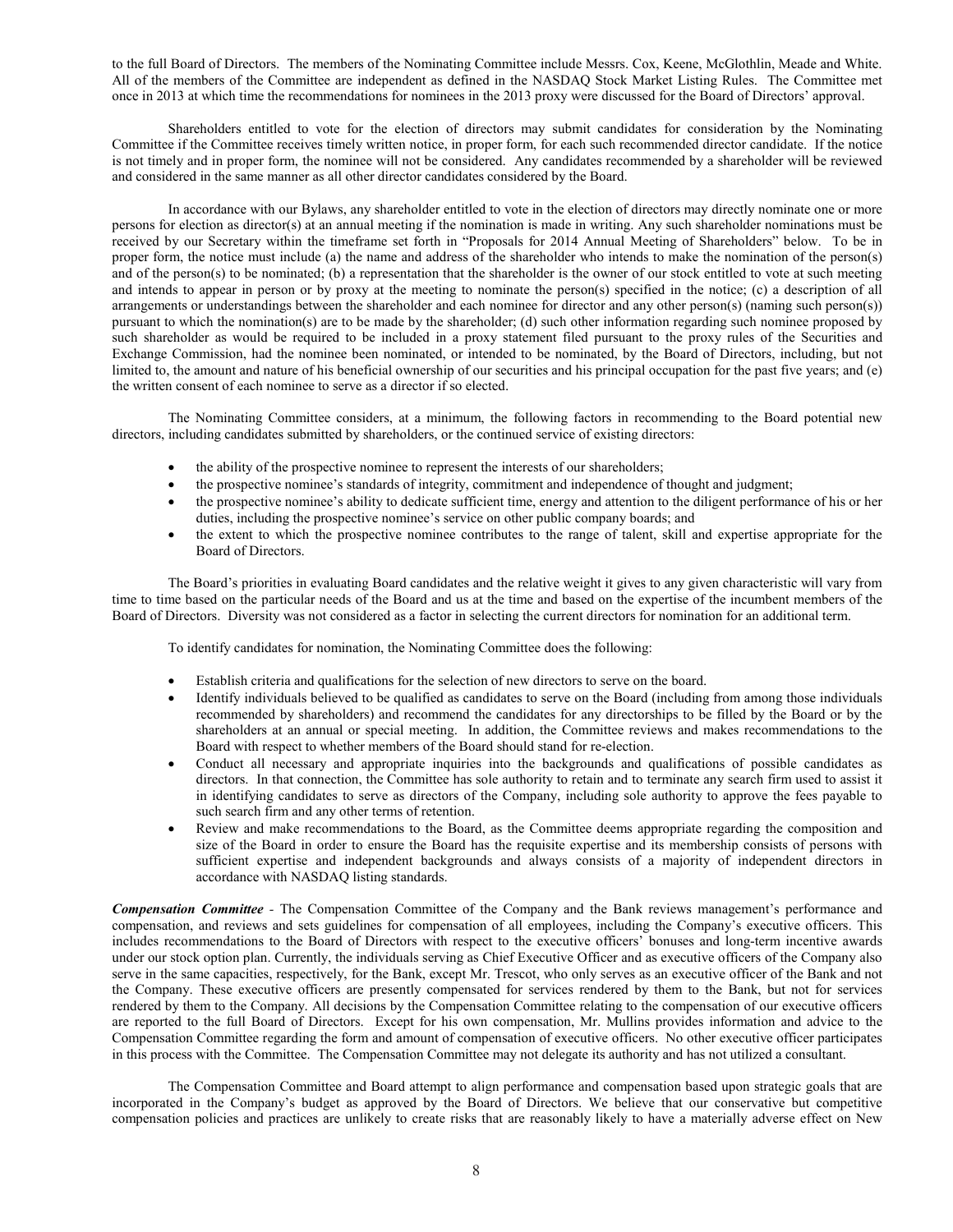to the full Board of Directors. The members of the Nominating Committee include Messrs. Cox, Keene, McGlothlin, Meade and White. All of the members of the Committee are independent as defined in the NASDAQ Stock Market Listing Rules. The Committee met once in 2013 at which time the recommendations for nominees in the 2013 proxy were discussed for the Board of Directors' approval.

Shareholders entitled to vote for the election of directors may submit candidates for consideration by the Nominating Committee if the Committee receives timely written notice, in proper form, for each such recommended director candidate. If the notice is not timely and in proper form, the nominee will not be considered. Any candidates recommended by a shareholder will be reviewed and considered in the same manner as all other director candidates considered by the Board.

In accordance with our Bylaws, any shareholder entitled to vote in the election of directors may directly nominate one or more persons for election as director(s) at an annual meeting if the nomination is made in writing. Any such shareholder nominations must be received by our Secretary within the timeframe set forth in "Proposals for 2014 Annual Meeting of Shareholders" below. To be in proper form, the notice must include (a) the name and address of the shareholder who intends to make the nomination of the person(s) and of the person(s) to be nominated; (b) a representation that the shareholder is the owner of our stock entitled to vote at such meeting and intends to appear in person or by proxy at the meeting to nominate the person(s) specified in the notice; (c) a description of all arrangements or understandings between the shareholder and each nominee for director and any other person(s) (naming such person(s)) pursuant to which the nomination(s) are to be made by the shareholder; (d) such other information regarding such nominee proposed by such shareholder as would be required to be included in a proxy statement filed pursuant to the proxy rules of the Securities and Exchange Commission, had the nominee been nominated, or intended to be nominated, by the Board of Directors, including, but not limited to, the amount and nature of his beneficial ownership of our securities and his principal occupation for the past five years; and (e) the written consent of each nominee to serve as a director if so elected.

The Nominating Committee considers, at a minimum, the following factors in recommending to the Board potential new directors, including candidates submitted by shareholders, or the continued service of existing directors:

- the ability of the prospective nominee to represent the interests of our shareholders;
- the prospective nominee's standards of integrity, commitment and independence of thought and judgment;
- the prospective nominee's ability to dedicate sufficient time, energy and attention to the diligent performance of his or her duties, including the prospective nominee's service on other public company boards; and
- the extent to which the prospective nominee contributes to the range of talent, skill and expertise appropriate for the Board of Directors.

The Board's priorities in evaluating Board candidates and the relative weight it gives to any given characteristic will vary from time to time based on the particular needs of the Board and us at the time and based on the expertise of the incumbent members of the Board of Directors. Diversity was not considered as a factor in selecting the current directors for nomination for an additional term.

To identify candidates for nomination, the Nominating Committee does the following:

- Establish criteria and qualifications for the selection of new directors to serve on the board.
- Identify individuals believed to be qualified as candidates to serve on the Board (including from among those individuals recommended by shareholders) and recommend the candidates for any directorships to be filled by the Board or by the shareholders at an annual or special meeting. In addition, the Committee reviews and makes recommendations to the Board with respect to whether members of the Board should stand for re-election.
- Conduct all necessary and appropriate inquiries into the backgrounds and qualifications of possible candidates as directors. In that connection, the Committee has sole authority to retain and to terminate any search firm used to assist it in identifying candidates to serve as directors of the Company, including sole authority to approve the fees payable to such search firm and any other terms of retention.
- Review and make recommendations to the Board, as the Committee deems appropriate regarding the composition and size of the Board in order to ensure the Board has the requisite expertise and its membership consists of persons with sufficient expertise and independent backgrounds and always consists of a majority of independent directors in accordance with NASDAQ listing standards.

***Compensation Committee*** - The Compensation Committee of the Company and the Bank reviews management's performance and compensation, and reviews and sets guidelines for compensation of all employees, including the Company's executive officers. This includes recommendations to the Board of Directors with respect to the executive officers' bonuses and long-term incentive awards under our stock option plan. Currently, the individuals serving as Chief Executive Officer and as executive officers of the Company also serve in the same capacities, respectively, for the Bank, except Mr. Trescot, who only serves as an executive officer of the Bank and not the Company. These executive officers are presently compensated for services rendered by them to the Bank, but not for services rendered by them to the Company. All decisions by the Compensation Committee relating to the compensation of our executive officers are reported to the full Board of Directors. Except for his own compensation, Mr. Mullins provides information and advice to the Compensation Committee regarding the form and amount of compensation of executive officers. No other executive officer participates in this process with the Committee. The Compensation Committee may not delegate its authority and has not utilized a consultant.

The Compensation Committee and Board attempt to align performance and compensation based upon strategic goals that are incorporated in the Company's budget as approved by the Board of Directors. We believe that our conservative but competitive compensation policies and practices are unlikely to create risks that are reasonably likely to have a materially adverse effect on New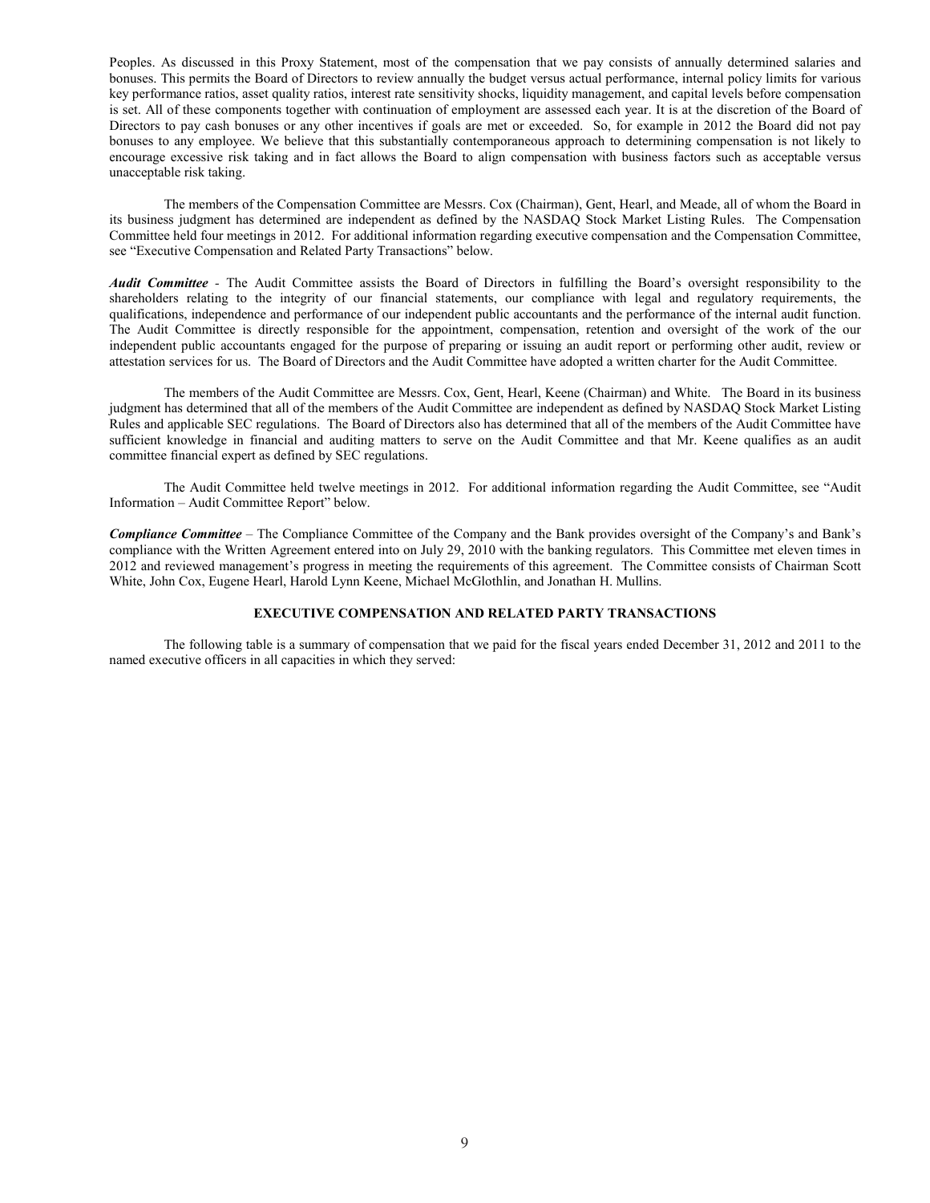Peoples. As discussed in this Proxy Statement, most of the compensation that we pay consists of annually determined salaries and bonuses. This permits the Board of Directors to review annually the budget versus actual performance, internal policy limits for various key performance ratios, asset quality ratios, interest rate sensitivity shocks, liquidity management, and capital levels before compensation is set. All of these components together with continuation of employment are assessed each year. It is at the discretion of the Board of Directors to pay cash bonuses or any other incentives if goals are met or exceeded. So, for example in 2012 the Board did not pay bonuses to any employee. We believe that this substantially contemporaneous approach to determining compensation is not likely to encourage excessive risk taking and in fact allows the Board to align compensation with business factors such as acceptable versus unacceptable risk taking.

The members of the Compensation Committee are Messrs. Cox (Chairman), Gent, Hearl, and Meade, all of whom the Board in its business judgment has determined are independent as defined by the NASDAQ Stock Market Listing Rules. The Compensation Committee held four meetings in 2012. For additional information regarding executive compensation and the Compensation Committee, see "Executive Compensation and Related Party Transactions" below.

***Audit Committee*** - The Audit Committee assists the Board of Directors in fulfilling the Board's oversight responsibility to the shareholders relating to the integrity of our financial statements, our compliance with legal and regulatory requirements, the qualifications, independence and performance of our independent public accountants and the performance of the internal audit function. The Audit Committee is directly responsible for the appointment, compensation, retention and oversight of the work of the our independent public accountants engaged for the purpose of preparing or issuing an audit report or performing other audit, review or attestation services for us. The Board of Directors and the Audit Committee have adopted a written charter for the Audit Committee.

The members of the Audit Committee are Messrs. Cox, Gent, Hearl, Keene (Chairman) and White. The Board in its business judgment has determined that all of the members of the Audit Committee are independent as defined by NASDAQ Stock Market Listing Rules and applicable SEC regulations. The Board of Directors also has determined that all of the members of the Audit Committee have sufficient knowledge in financial and auditing matters to serve on the Audit Committee and that Mr. Keene qualifies as an audit committee financial expert as defined by SEC regulations.

The Audit Committee held twelve meetings in 2012. For additional information regarding the Audit Committee, see "Audit Information – Audit Committee Report" below.

***Compliance Committee*** – The Compliance Committee of the Company and the Bank provides oversight of the Company's and Bank's compliance with the Written Agreement entered into on July 29, 2010 with the banking regulators. This Committee met eleven times in 2012 and reviewed management's progress in meeting the requirements of this agreement. The Committee consists of Chairman Scott White, John Cox, Eugene Hearl, Harold Lynn Keene, Michael McGlothlin, and Jonathan H. Mullins.

## EXECUTIVE COMPENSATION AND RELATED PARTY TRANSACTIONS

The following table is a summary of compensation that we paid for the fiscal years ended December 31, 2012 and 2011 to the named executive officers in all capacities in which they served: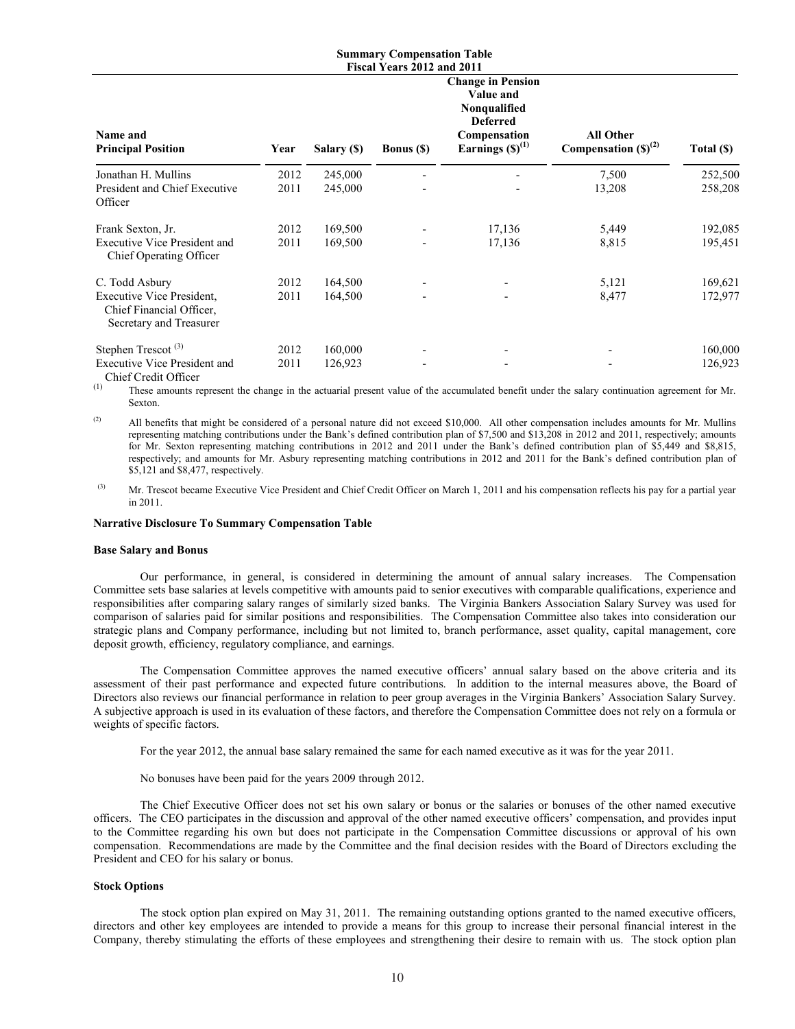**Summary Compensation Table**
**Fiscal Years 2012 and 2011**

| Name and Principal Position | Year | Salary ($) | Bonus ($) | Change in Pension Value and Nonqualified Deferred Compensation Earnings ($)[(1)] | All Other Compensation ($)[(2)] | Total ($) |
|---|---|---|---|---|---|---|
| Jonathan H. Mullins | 2012 | 245,000 | - | - | 7,500 | 252,500 |
| President and Chief Executive Officer | 2011 | 245,000 | - | - | 13,208 | 258,208 |
| Frank Sexton, Jr. | 2012 | 169,500 | - | 17,136 | 5,449 | 192,085 |
| Executive Vice President and Chief Operating Officer | 2011 | 169,500 | - | 17,136 | 8,815 | 195,451 |
| C. Todd Asbury | 2012 | 164,500 | - | - | 5,121 | 169,621 |
| Executive Vice President, Chief Financial Officer, Secretary and Treasurer | 2011 | 164,500 | - | - | 8,477 | 172,977 |
| Stephen Trescot [(3)] | 2012 | 160,000 | - | - | - | 160,000 |
| Executive Vice President and Chief Credit Officer | 2011 | 126,923 | - | - | - | 126,923 |

(1) These amounts represent the change in the actuarial present value of the accumulated benefit under the salary continuation agreement for Mr. Sexton.

(2) All benefits that might be considered of a personal nature did not exceed $10,000. All other compensation includes amounts for Mr. Mullins representing matching contributions under the Bank's defined contribution plan of $7,500 and $13,208 in 2012 and 2011, respectively; amounts for Mr. Sexton representing matching contributions in 2012 and 2011 under the Bank's defined contribution plan of $5,449 and $8,815, respectively; and amounts for Mr. Asbury representing matching contributions in 2012 and 2011 for the Bank's defined contribution plan of $5,121 and $8,477, respectively.

(3) Mr. Trescot became Executive Vice President and Chief Credit Officer on March 1, 2011 and his compensation reflects his pay for a partial year in 2011.

### Narrative Disclosure To Summary Compensation Table

#### Base Salary and Bonus

Our performance, in general, is considered in determining the amount of annual salary increases. The Compensation Committee sets base salaries at levels competitive with amounts paid to senior executives with comparable qualifications, experience and responsibilities after comparing salary ranges of similarly sized banks. The Virginia Bankers Association Salary Survey was used for comparison of salaries paid for similar positions and responsibilities. The Compensation Committee also takes into consideration our strategic plans and Company performance, including but not limited to, branch performance, asset quality, capital management, core deposit growth, efficiency, regulatory compliance, and earnings.

The Compensation Committee approves the named executive officers' annual salary based on the above criteria and its assessment of their past performance and expected future contributions. In addition to the internal measures above, the Board of Directors also reviews our financial performance in relation to peer group averages in the Virginia Bankers' Association Salary Survey. A subjective approach is used in its evaluation of these factors, and therefore the Compensation Committee does not rely on a formula or weights of specific factors.

For the year 2012, the annual base salary remained the same for each named executive as it was for the year 2011.

No bonuses have been paid for the years 2009 through 2012.

The Chief Executive Officer does not set his own salary or bonus or the salaries or bonuses of the other named executive officers. The CEO participates in the discussion and approval of the other named executive officers' compensation, and provides input to the Committee regarding his own but does not participate in the Compensation Committee discussions or approval of his own compensation. Recommendations are made by the Committee and the final decision resides with the Board of Directors excluding the President and CEO for his salary or bonus.

#### Stock Options

The stock option plan expired on May 31, 2011. The remaining outstanding options granted to the named executive officers, directors and other key employees are intended to provide a means for this group to increase their personal financial interest in the Company, thereby stimulating the efforts of these employees and strengthening their desire to remain with us. The stock option plan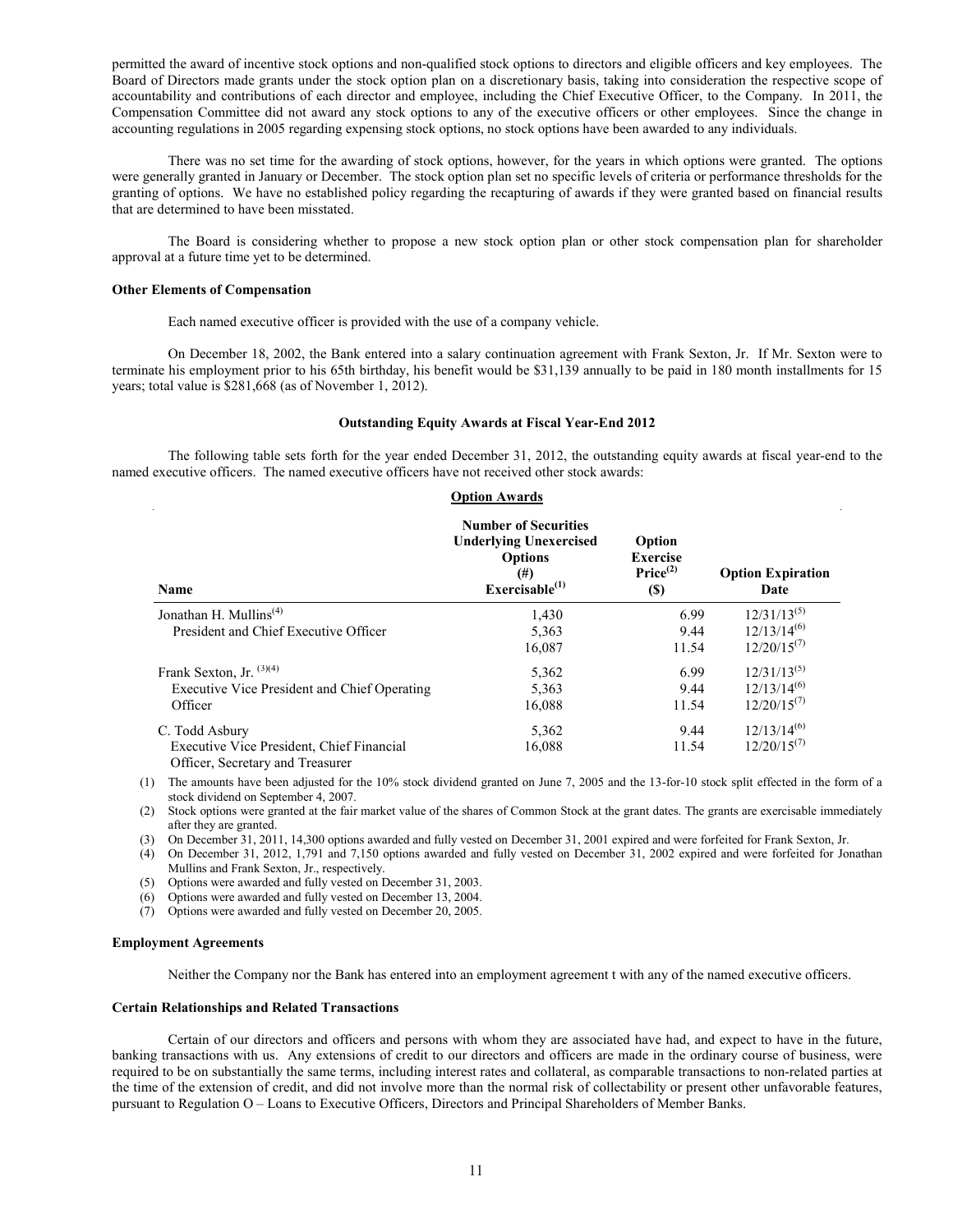permitted the award of incentive stock options and non-qualified stock options to directors and eligible officers and key employees. The Board of Directors made grants under the stock option plan on a discretionary basis, taking into consideration the respective scope of accountability and contributions of each director and employee, including the Chief Executive Officer, to the Company. In 2011, the Compensation Committee did not award any stock options to any of the executive officers or other employees. Since the change in accounting regulations in 2005 regarding expensing stock options, no stock options have been awarded to any individuals.

There was no set time for the awarding of stock options, however, for the years in which options were granted. The options were generally granted in January or December. The stock option plan set no specific levels of criteria or performance thresholds for the granting of options. We have no established policy regarding the recapturing of awards if they were granted based on financial results that are determined to have been misstated.

The Board is considering whether to propose a new stock option plan or other stock compensation plan for shareholder approval at a future time yet to be determined.

**Other Elements of Compensation**

Each named executive officer is provided with the use of a company vehicle.

On December 18, 2002, the Bank entered into a salary continuation agreement with Frank Sexton, Jr. If Mr. Sexton were to terminate his employment prior to his 65th birthday, his benefit would be $31,139 annually to be paid in 180 month installments for 15 years; total value is $281,668 (as of November 1, 2012).

**Outstanding Equity Awards at Fiscal Year-End 2012**

The following table sets forth for the year ended December 31, 2012, the outstanding equity awards at fiscal year-end to the named executive officers. The named executive officers have not received other stock awards:

| | Option Awards | | |
|---|---|---|---|
| Name | Number of Securities Underlying Unexercised Options (#) Exercisable[1] | Option Exercise Price[2] ($) | Option Expiration Date |
| Jonathan H. Mullins[4] | 1,430 | 6.99 | 12/31/13[5] |
| President and Chief Executive Officer | 5,363 | 9.44 | 12/13/14[6] |
| | 16,087 | 11.54 | 12/20/15[7] |
| Frank Sexton, Jr. [3][4] | 5,362 | 6.99 | 12/31/13[5] |
| Executive Vice President and Chief Operating | 5,363 | 9.44 | 12/13/14[6] |
| Officer | 16,088 | 11.54 | 12/20/15[7] |
| C. Todd Asbury | 5,362 | 9.44 | 12/13/14[6] |
| Executive Vice President, Chief Financial Officer, Secretary and Treasurer | 16,088 | 11.54 | 12/20/15[7] |

(1) The amounts have been adjusted for the 10% stock dividend granted on June 7, 2005 and the 13-for-10 stock split effected in the form of a stock dividend on September 4, 2007.

(2) Stock options were granted at the fair market value of the shares of Common Stock at the grant dates. The grants are exercisable immediately after they are granted.

(3) On December 31, 2011, 14,300 options awarded and fully vested on December 31, 2001 expired and were forfeited for Frank Sexton, Jr.

(4) On December 31, 2012, 1,791 and 7,150 options awarded and fully vested on December 31, 2002 expired and were forfeited for Jonathan Mullins and Frank Sexton, Jr., respectively.

(5) Options were awarded and fully vested on December 31, 2003.

(6) Options were awarded and fully vested on December 13, 2004.

(7) Options were awarded and fully vested on December 20, 2005.

**Employment Agreements**

Neither the Company nor the Bank has entered into an employment agreement t with any of the named executive officers.

**Certain Relationships and Related Transactions**

Certain of our directors and officers and persons with whom they are associated have had, and expect to have in the future, banking transactions with us. Any extensions of credit to our directors and officers are made in the ordinary course of business, were required to be on substantially the same terms, including interest rates and collateral, as comparable transactions to non-related parties at the time of the extension of credit, and did not involve more than the normal risk of collectability or present other unfavorable features, pursuant to Regulation O – Loans to Executive Officers, Directors and Principal Shareholders of Member Banks.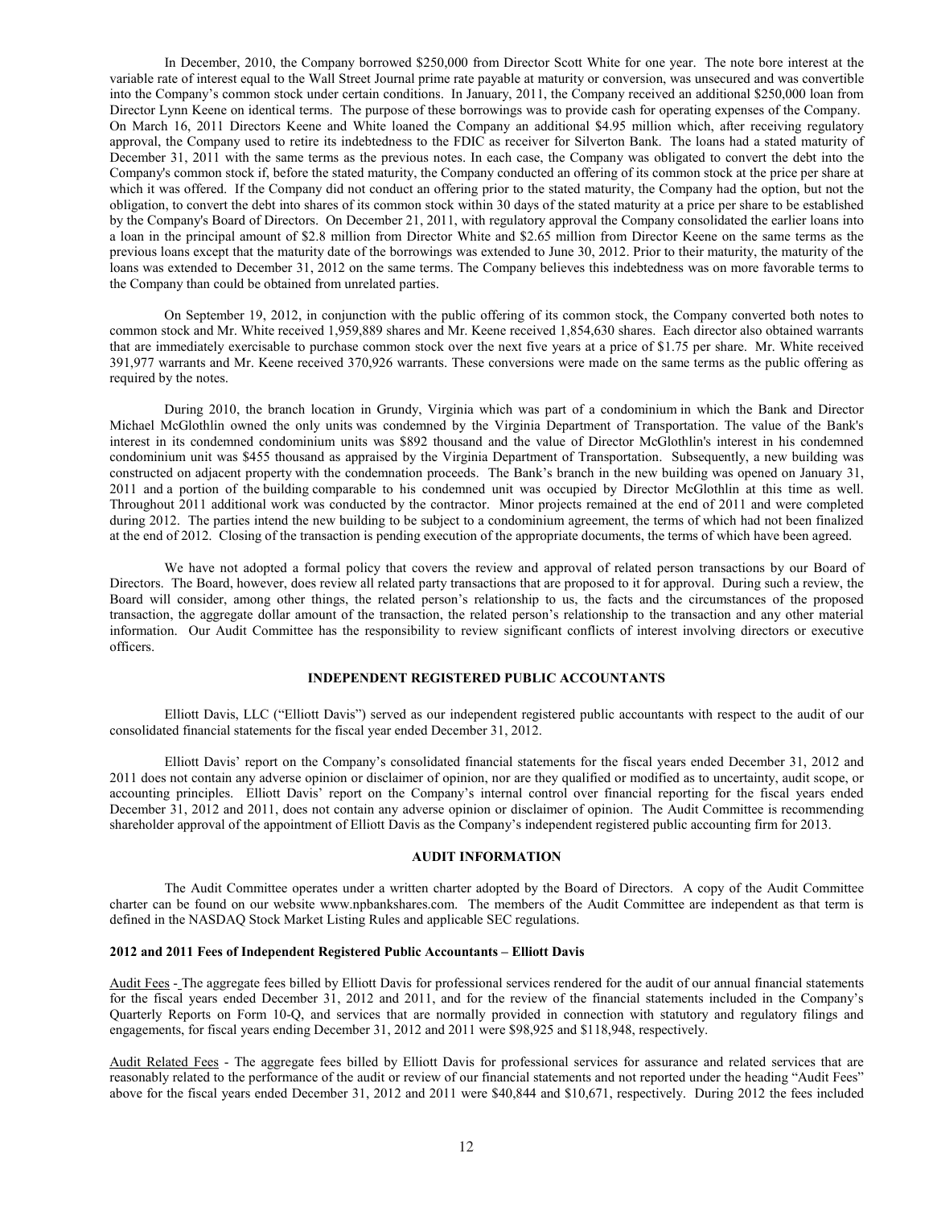In December, 2010, the Company borrowed $250,000 from Director Scott White for one year. The note bore interest at the variable rate of interest equal to the Wall Street Journal prime rate payable at maturity or conversion, was unsecured and was convertible into the Company's common stock under certain conditions. In January, 2011, the Company received an additional $250,000 loan from Director Lynn Keene on identical terms. The purpose of these borrowings was to provide cash for operating expenses of the Company. On March 16, 2011 Directors Keene and White loaned the Company an additional $4.95 million which, after receiving regulatory approval, the Company used to retire its indebtedness to the FDIC as receiver for Silverton Bank. The loans had a stated maturity of December 31, 2011 with the same terms as the previous notes. In each case, the Company was obligated to convert the debt into the Company's common stock if, before the stated maturity, the Company conducted an offering of its common stock at the price per share at which it was offered. If the Company did not conduct an offering prior to the stated maturity, the Company had the option, but not the obligation, to convert the debt into shares of its common stock within 30 days of the stated maturity at a price per share to be established by the Company's Board of Directors. On December 21, 2011, with regulatory approval the Company consolidated the earlier loans into a loan in the principal amount of $2.8 million from Director White and $2.65 million from Director Keene on the same terms as the previous loans except that the maturity date of the borrowings was extended to June 30, 2012. Prior to their maturity, the maturity of the loans was extended to December 31, 2012 on the same terms. The Company believes this indebtedness was on more favorable terms to the Company than could be obtained from unrelated parties.

On September 19, 2012, in conjunction with the public offering of its common stock, the Company converted both notes to common stock and Mr. White received 1,959,889 shares and Mr. Keene received 1,854,630 shares. Each director also obtained warrants that are immediately exercisable to purchase common stock over the next five years at a price of $1.75 per share. Mr. White received 391,977 warrants and Mr. Keene received 370,926 warrants. These conversions were made on the same terms as the public offering as required by the notes.

During 2010, the branch location in Grundy, Virginia which was part of a condominium in which the Bank and Director Michael McGlothlin owned the only units was condemned by the Virginia Department of Transportation. The value of the Bank's interest in its condemned condominium units was $892 thousand and the value of Director McGlothlin's interest in his condemned condominium unit was $455 thousand as appraised by the Virginia Department of Transportation. Subsequently, a new building was constructed on adjacent property with the condemnation proceeds. The Bank's branch in the new building was opened on January 31, 2011 and a portion of the building comparable to his condemned unit was occupied by Director McGlothlin at this time as well. Throughout 2011 additional work was conducted by the contractor. Minor projects remained at the end of 2011 and were completed during 2012. The parties intend the new building to be subject to a condominium agreement, the terms of which had not been finalized at the end of 2012. Closing of the transaction is pending execution of the appropriate documents, the terms of which have been agreed.

We have not adopted a formal policy that covers the review and approval of related person transactions by our Board of Directors. The Board, however, does review all related party transactions that are proposed to it for approval. During such a review, the Board will consider, among other things, the related person's relationship to us, the facts and the circumstances of the proposed transaction, the aggregate dollar amount of the transaction, the related person's relationship to the transaction and any other material information. Our Audit Committee has the responsibility to review significant conflicts of interest involving directors or executive officers.

## INDEPENDENT REGISTERED PUBLIC ACCOUNTANTS

Elliott Davis, LLC ("Elliott Davis") served as our independent registered public accountants with respect to the audit of our consolidated financial statements for the fiscal year ended December 31, 2012.

Elliott Davis' report on the Company's consolidated financial statements for the fiscal years ended December 31, 2012 and 2011 does not contain any adverse opinion or disclaimer of opinion, nor are they qualified or modified as to uncertainty, audit scope, or accounting principles. Elliott Davis' report on the Company's internal control over financial reporting for the fiscal years ended December 31, 2012 and 2011, does not contain any adverse opinion or disclaimer of opinion. The Audit Committee is recommending shareholder approval of the appointment of Elliott Davis as the Company's independent registered public accounting firm for 2013.

## AUDIT INFORMATION

The Audit Committee operates under a written charter adopted by the Board of Directors. A copy of the Audit Committee charter can be found on our website www.npbankshares.com. The members of the Audit Committee are independent as that term is defined in the NASDAQ Stock Market Listing Rules and applicable SEC regulations.

### 2012 and 2011 Fees of Independent Registered Public Accountants – Elliott Davis

Audit Fees - The aggregate fees billed by Elliott Davis for professional services rendered for the audit of our annual financial statements for the fiscal years ended December 31, 2012 and 2011, and for the review of the financial statements included in the Company's Quarterly Reports on Form 10-Q, and services that are normally provided in connection with statutory and regulatory filings and engagements, for fiscal years ending December 31, 2012 and 2011 were $98,925 and $118,948, respectively.

Audit Related Fees - The aggregate fees billed by Elliott Davis for professional services for assurance and related services that are reasonably related to the performance of the audit or review of our financial statements and not reported under the heading "Audit Fees" above for the fiscal years ended December 31, 2012 and 2011 were $40,844 and $10,671, respectively. During 2012 the fees included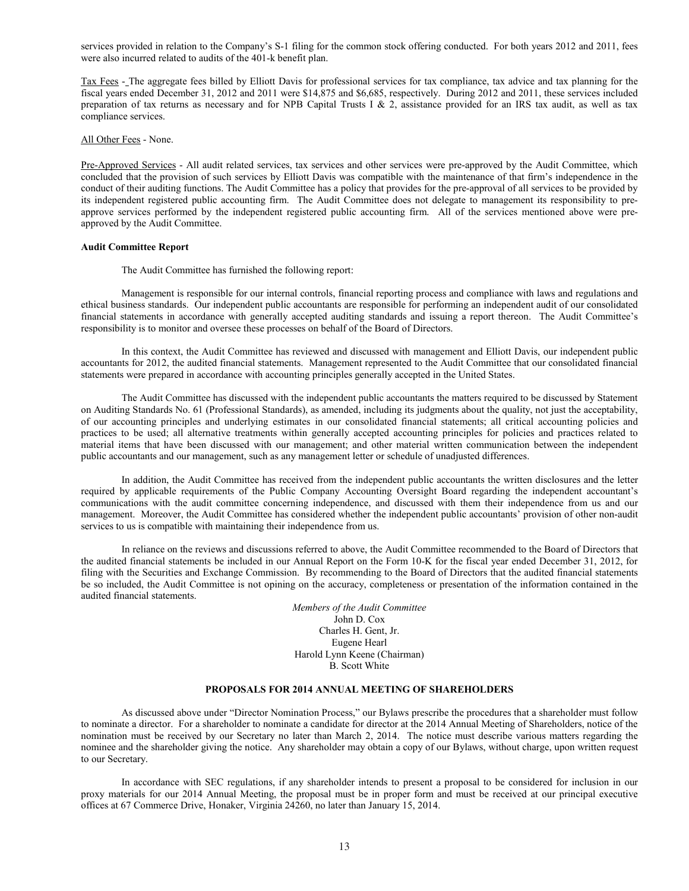services provided in relation to the Company's S-1 filing for the common stock offering conducted. For both years 2012 and 2011, fees were also incurred related to audits of the 401-k benefit plan.

Tax Fees - The aggregate fees billed by Elliott Davis for professional services for tax compliance, tax advice and tax planning for the fiscal years ended December 31, 2012 and 2011 were $14,875 and $6,685, respectively. During 2012 and 2011, these services included preparation of tax returns as necessary and for NPB Capital Trusts I & 2, assistance provided for an IRS tax audit, as well as tax compliance services.

All Other Fees - None.

Pre-Approved Services - All audit related services, tax services and other services were pre-approved by the Audit Committee, which concluded that the provision of such services by Elliott Davis was compatible with the maintenance of that firm's independence in the conduct of their auditing functions. The Audit Committee has a policy that provides for the pre-approval of all services to be provided by its independent registered public accounting firm. The Audit Committee does not delegate to management its responsibility to pre-approve services performed by the independent registered public accounting firm. All of the services mentioned above were pre-approved by the Audit Committee.

**Audit Committee Report**

The Audit Committee has furnished the following report:

Management is responsible for our internal controls, financial reporting process and compliance with laws and regulations and ethical business standards. Our independent public accountants are responsible for performing an independent audit of our consolidated financial statements in accordance with generally accepted auditing standards and issuing a report thereon. The Audit Committee's responsibility is to monitor and oversee these processes on behalf of the Board of Directors.

In this context, the Audit Committee has reviewed and discussed with management and Elliott Davis, our independent public accountants for 2012, the audited financial statements. Management represented to the Audit Committee that our consolidated financial statements were prepared in accordance with accounting principles generally accepted in the United States.

The Audit Committee has discussed with the independent public accountants the matters required to be discussed by Statement on Auditing Standards No. 61 (Professional Standards), as amended, including its judgments about the quality, not just the acceptability, of our accounting principles and underlying estimates in our consolidated financial statements; all critical accounting policies and practices to be used; all alternative treatments within generally accepted accounting principles for policies and practices related to material items that have been discussed with our management; and other material written communication between the independent public accountants and our management, such as any management letter or schedule of unadjusted differences.

In addition, the Audit Committee has received from the independent public accountants the written disclosures and the letter required by applicable requirements of the Public Company Accounting Oversight Board regarding the independent accountant's communications with the audit committee concerning independence, and discussed with them their independence from us and our management. Moreover, the Audit Committee has considered whether the independent public accountants' provision of other non-audit services to us is compatible with maintaining their independence from us.

In reliance on the reviews and discussions referred to above, the Audit Committee recommended to the Board of Directors that the audited financial statements be included in our Annual Report on the Form 10-K for the fiscal year ended December 31, 2012, for filing with the Securities and Exchange Commission. By recommending to the Board of Directors that the audited financial statements be so included, the Audit Committee is not opining on the accuracy, completeness or presentation of the information contained in the audited financial statements.

*Members of the Audit Committee*
John D. Cox
Charles H. Gent, Jr.
Eugene Hearl
Harold Lynn Keene (Chairman)
B. Scott White

**PROPOSALS FOR 2014 ANNUAL MEETING OF SHAREHOLDERS**

As discussed above under "Director Nomination Process," our Bylaws prescribe the procedures that a shareholder must follow to nominate a director. For a shareholder to nominate a candidate for director at the 2014 Annual Meeting of Shareholders, notice of the nomination must be received by our Secretary no later than March 2, 2014. The notice must describe various matters regarding the nominee and the shareholder giving the notice. Any shareholder may obtain a copy of our Bylaws, without charge, upon written request to our Secretary.

In accordance with SEC regulations, if any shareholder intends to present a proposal to be considered for inclusion in our proxy materials for our 2014 Annual Meeting, the proposal must be in proper form and must be received at our principal executive offices at 67 Commerce Drive, Honaker, Virginia 24260, no later than January 15, 2014.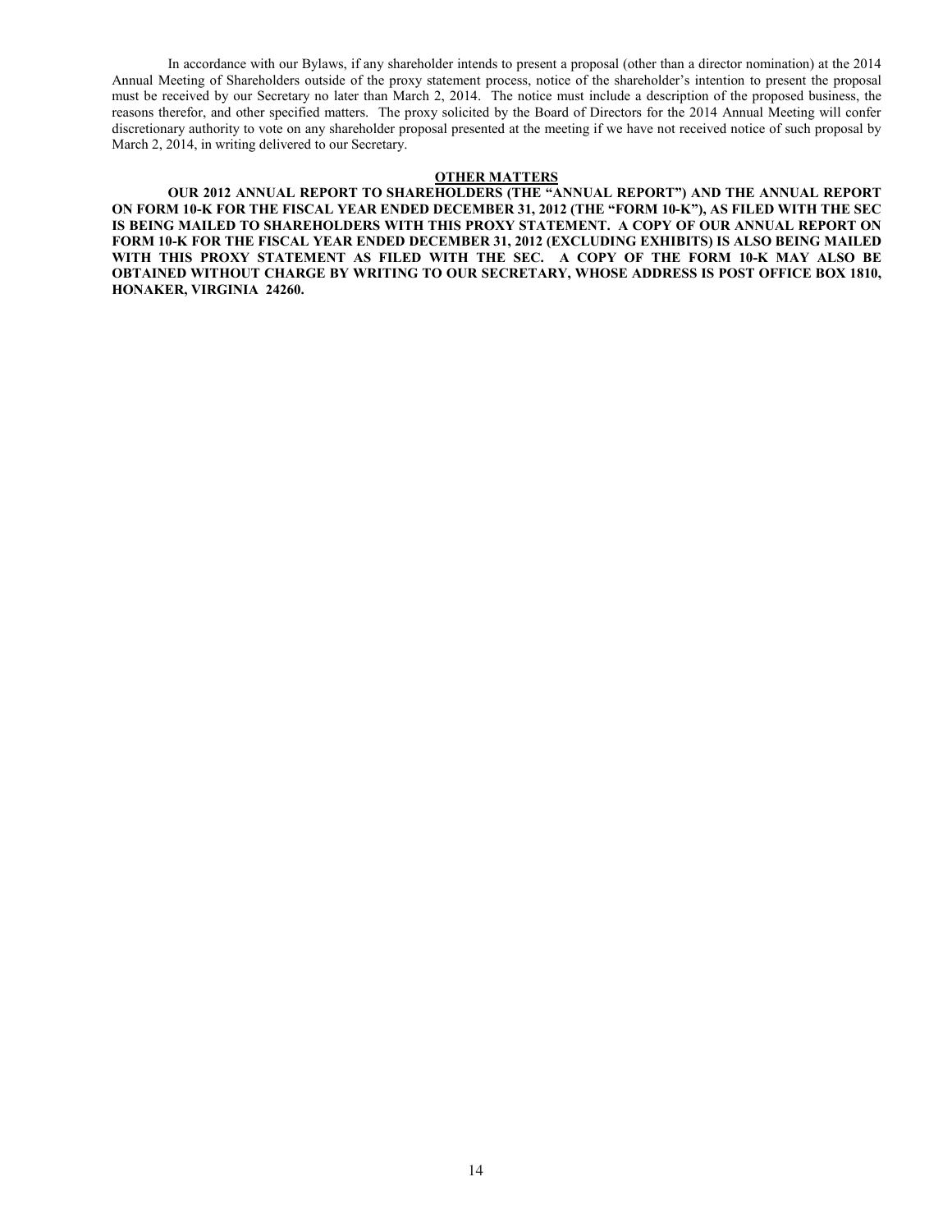In accordance with our Bylaws, if any shareholder intends to present a proposal (other than a director nomination) at the 2014 Annual Meeting of Shareholders outside of the proxy statement process, notice of the shareholder's intention to present the proposal must be received by our Secretary no later than March 2, 2014. The notice must include a description of the proposed business, the reasons therefor, and other specified matters. The proxy solicited by the Board of Directors for the 2014 Annual Meeting will confer discretionary authority to vote on any shareholder proposal presented at the meeting if we have not received notice of such proposal by March 2, 2014, in writing delivered to our Secretary.

## OTHER MATTERS

**OUR 2012 ANNUAL REPORT TO SHAREHOLDERS (THE "ANNUAL REPORT") AND THE ANNUAL REPORT ON FORM 10-K FOR THE FISCAL YEAR ENDED DECEMBER 31, 2012 (THE "FORM 10-K"), AS FILED WITH THE SEC IS BEING MAILED TO SHAREHOLDERS WITH THIS PROXY STATEMENT. A COPY OF OUR ANNUAL REPORT ON FORM 10-K FOR THE FISCAL YEAR ENDED DECEMBER 31, 2012 (EXCLUDING EXHIBITS) IS ALSO BEING MAILED WITH THIS PROXY STATEMENT AS FILED WITH THE SEC. A COPY OF THE FORM 10-K MAY ALSO BE OBTAINED WITHOUT CHARGE BY WRITING TO OUR SECRETARY, WHOSE ADDRESS IS POST OFFICE BOX 1810, HONAKER, VIRGINIA 24260.**